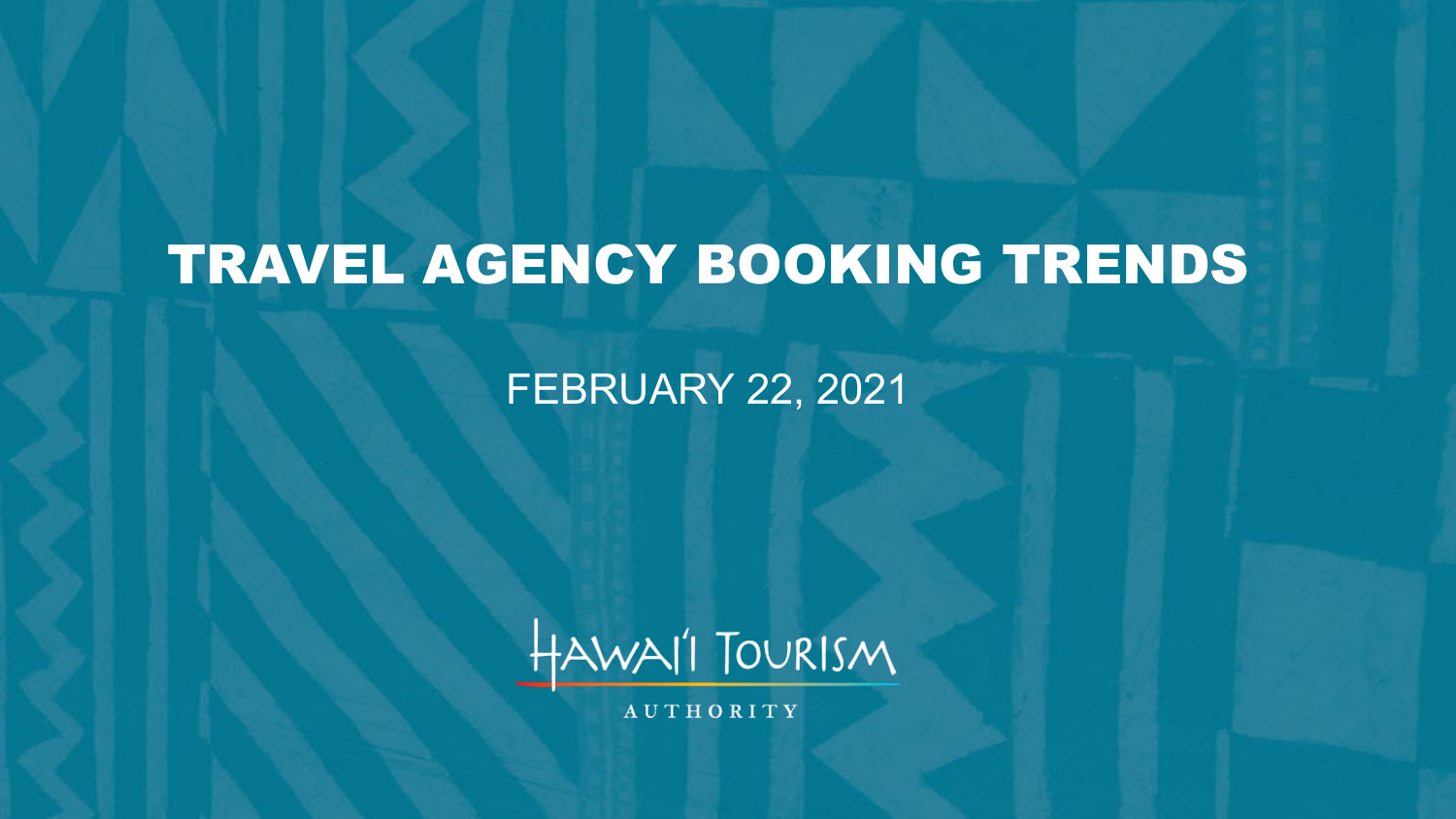# TRAVEL AGENCY BOOKING TRENDS

FEBRUARY 22, 2021

HAWAI'I TOURISM AUTHORITY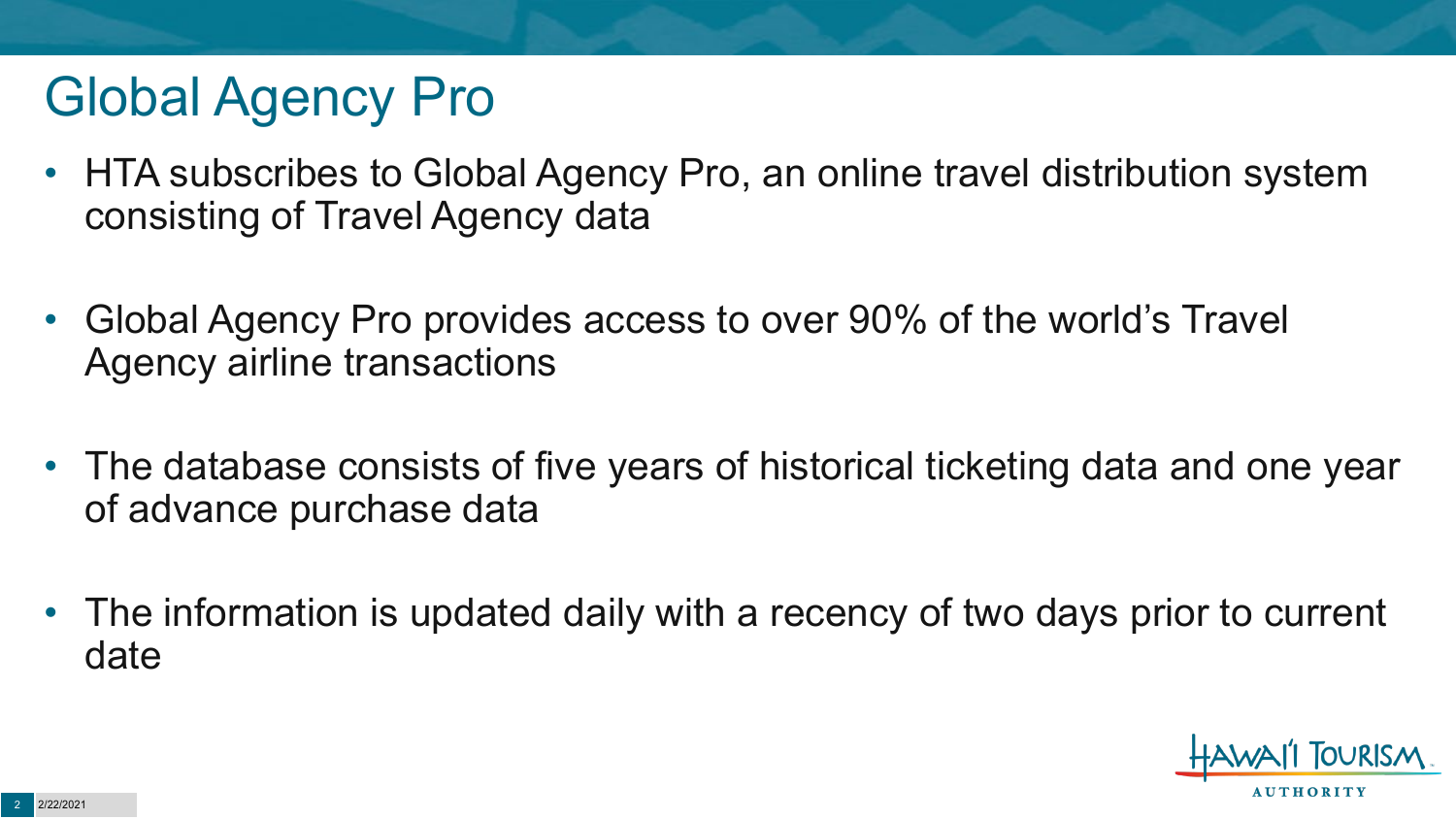# Global Agency Pro

- HTA subscribes to Global Agency Pro, an online travel distribution system consisting of Travel Agency data
- Global Agency Pro provides access to over 90% of the world's Travel Agency airline transactions
- The database consists of five years of historical ticketing data and one year of advance purchase data
- The information is updated daily with a recency of two days prior to current date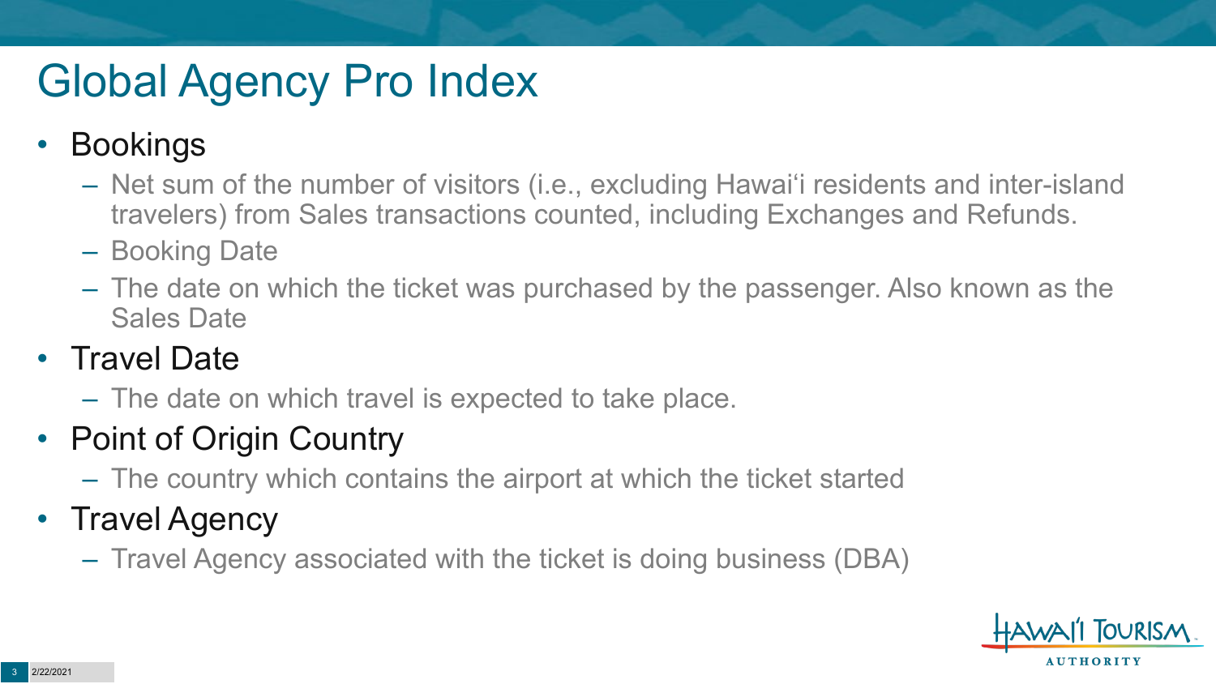# Global Agency Pro Index

- Bookings
  - Net sum of the number of visitors (i.e., excluding Hawai'i residents and inter-island travelers) from Sales transactions counted, including Exchanges and Refunds.
  - Booking Date
  - The date on which the ticket was purchased by the passenger. Also known as the Sales Date
- Travel Date
  - The date on which travel is expected to take place.
- Point of Origin Country
  - The country which contains the airport at which the ticket started
- Travel Agency
  - Travel Agency associated with the ticket is doing business (DBA)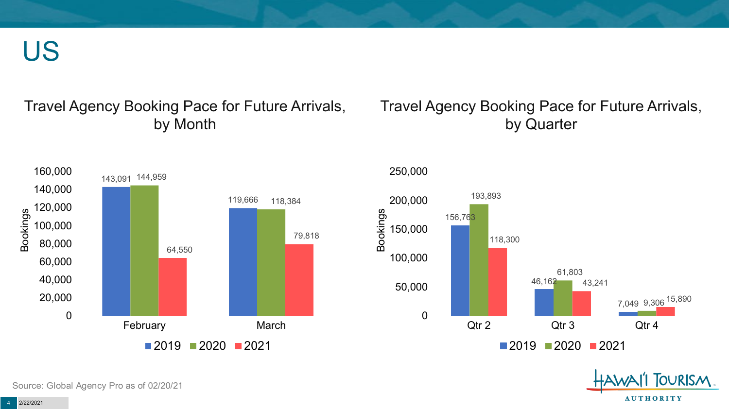# US

## Travel Agency Booking Pace for Future Arrivals, by Month

| Month | 2019 | 2020 | 2021 |
|---|---|---|---|
| February | 143,091 | 144,959 | 64,550 |
| March | 119,666 | 118,384 | 79,818 |

## Travel Agency Booking Pace for Future Arrivals, by Quarter

| Quarter | 2019 | 2020 | 2021 |
|---|---|---|---|
| Qtr 2 | 156,763 | 193,893 | 118,300 |
| Qtr 3 | 46,162 | 61,803 | 43,241 |
| Qtr 4 | 7,049 | 9,306 | 15,890 |

Source: Global Agency Pro as of 02/20/21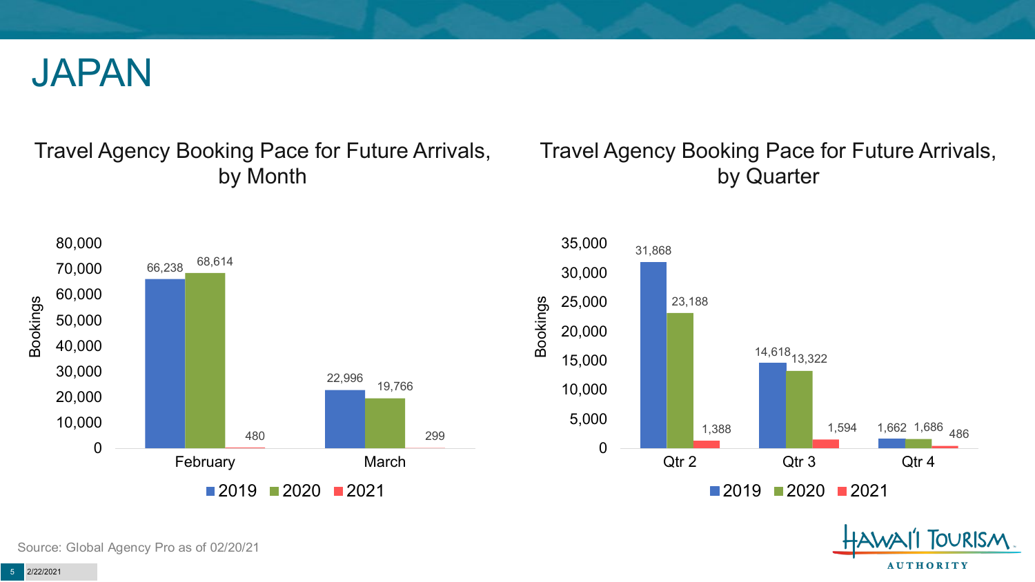# JAPAN

## Travel Agency Booking Pace for Future Arrivals, by Month

| Month | 2019 | 2020 | 2021 |
|---|---|---|---|
| February | 66,238 | 68,614 | 480 |
| March | 22,996 | 19,766 | 299 |

## Travel Agency Booking Pace for Future Arrivals, by Quarter

| Quarter | 2019 | 2020 | 2021 |
|---|---|---|---|
| Qtr 2 | 31,868 | 23,188 | 1,388 |
| Qtr 3 | 14,618 | 13,322 | 1,594 |
| Qtr 4 | 1,662 | 1,686 | 486 |

Source: Global Agency Pro as of 02/20/21

HAWAI'I TOURISM AUTHORITY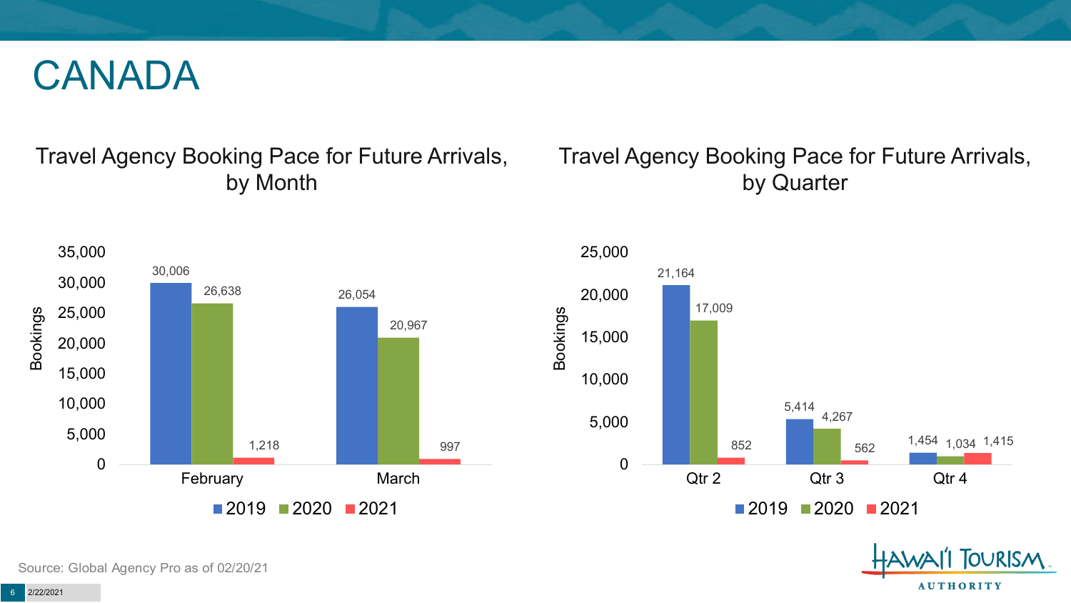# CANADA

## Travel Agency Booking Pace for Future Arrivals, by Month

| Month | 2019 | 2020 | 2021 |
|---|---|---|---|
| February | 30,006 | 26,638 | 1,218 |
| March | 26,054 | 20,967 | 997 |

## Travel Agency Booking Pace for Future Arrivals, by Quarter

| Quarter | 2019 | 2020 | 2021 |
|---|---|---|---|
| Qtr 2 | 21,164 | 17,009 | 852 |
| Qtr 3 | 5,414 | 4,267 | 562 |
| Qtr 4 | 1,454 | 1,034 | 1,415 |

Source: Global Agency Pro as of 02/20/21

2/22/2021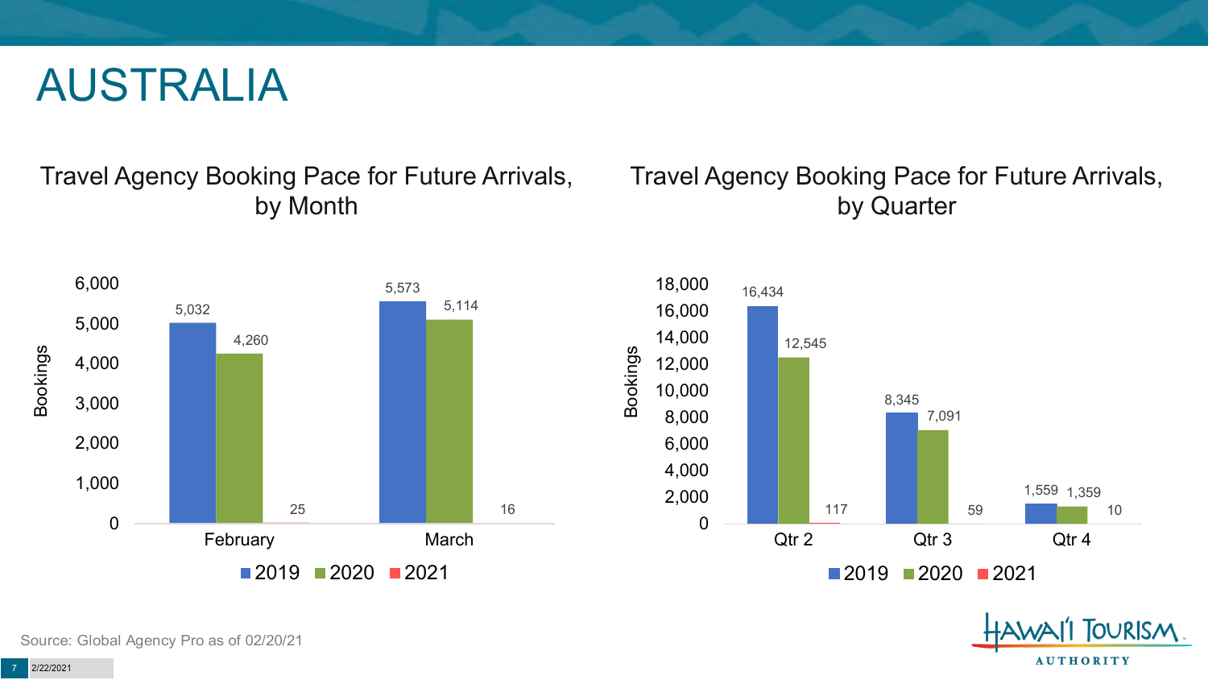# AUSTRALIA

## Travel Agency Booking Pace for Future Arrivals, by Month

| Month | 2019 | 2020 | 2021 |
|---|---|---|---|
| February | 5,032 | 4,260 | 25 |
| March | 5,573 | 5,114 | 16 |

## Travel Agency Booking Pace for Future Arrivals, by Quarter

| Quarter | 2019 | 2020 | 2021 |
|---|---|---|---|
| Qtr 2 | 16,434 | 12,545 | 117 |
| Qtr 3 | 8,345 | 7,091 | 59 |
| Qtr 4 | 1,559 | 1,359 | 10 |

Source: Global Agency Pro as of 02/20/21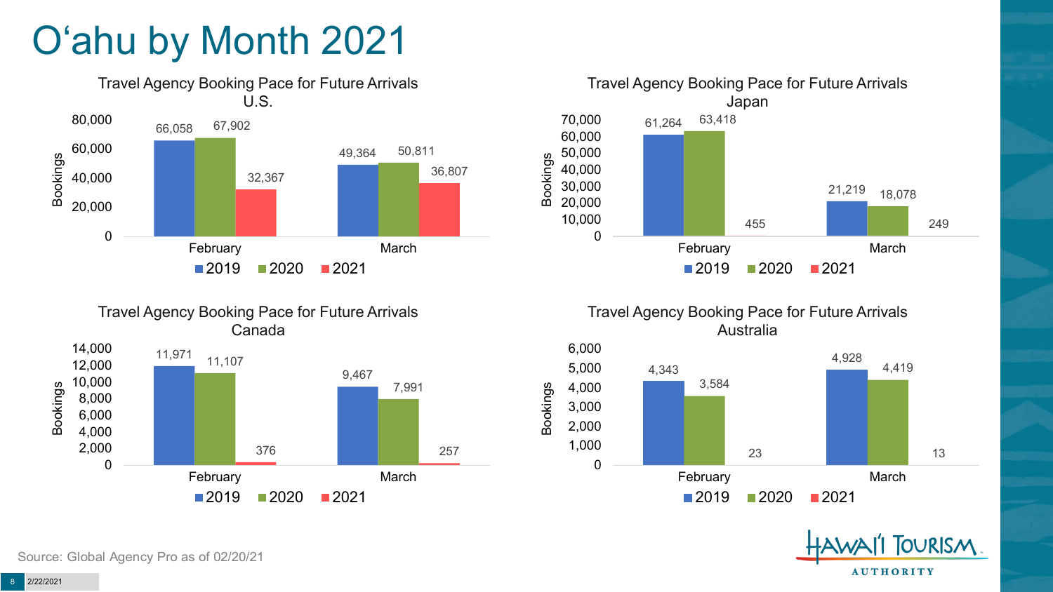# O'ahu by Month 2021

**Travel Agency Booking Pace for Future Arrivals U.S.**

| Bookings | 2019 | 2020 | 2021 |
|---|---|---|---|
| February | 66,058 | 67,902 | 32,367 |
| March | 49,364 | 50,811 | 36,807 |

**Travel Agency Booking Pace for Future Arrivals Japan**

| Bookings | 2019 | 2020 | 2021 |
|---|---|---|---|
| February | 61,264 | 63,418 | 455 |
| March | 21,219 | 18,078 | 249 |

**Travel Agency Booking Pace for Future Arrivals Canada**

| Bookings | 2019 | 2020 | 2021 |
|---|---|---|---|
| February | 11,971 | 11,107 | 376 |
| March | 9,467 | 7,991 | 257 |

**Travel Agency Booking Pace for Future Arrivals Australia**

| Bookings | 2019 | 2020 | 2021 |
|---|---|---|---|
| February | 4,343 | 3,584 | 23 |
| March | 4,928 | 4,419 | 13 |

Source: Global Agency Pro as of 02/20/21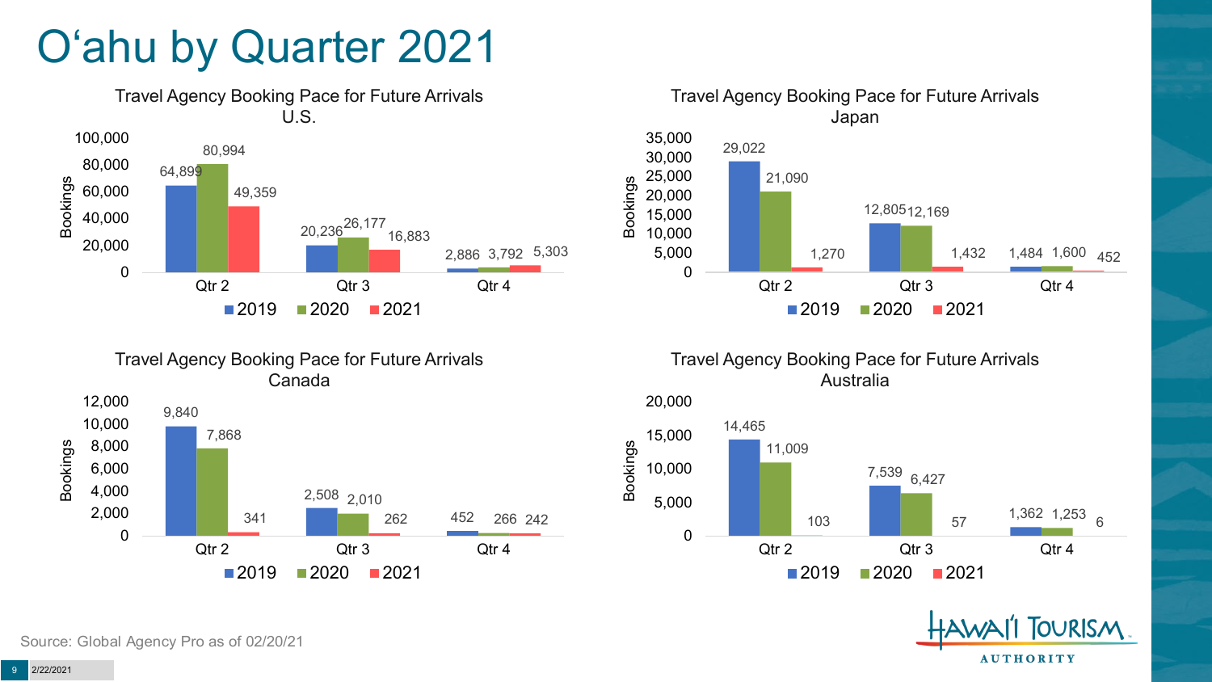# O'ahu by Quarter 2021

**Travel Agency Booking Pace for Future Arrivals U.S.**

| Quarter | 2019 | 2020 | 2021 |
|---|---|---|---|
| Qtr 2 | 64,899 | 80,994 | 49,359 |
| Qtr 3 | 20,236 | 26,177 | 16,883 |
| Qtr 4 | 2,886 | 3,792 | 5,303 |

**Travel Agency Booking Pace for Future Arrivals Japan**

| Quarter | 2019 | 2020 | 2021 |
|---|---|---|---|
| Qtr 2 | 29,022 | 21,090 | 1,270 |
| Qtr 3 | 12,805 | 12,169 | 1,432 |
| Qtr 4 | 1,484 | 1,600 | 452 |

**Travel Agency Booking Pace for Future Arrivals Canada**

| Quarter | 2019 | 2020 | 2021 |
|---|---|---|---|
| Qtr 2 | 9,840 | 7,868 | 341 |
| Qtr 3 | 2,508 | 2,010 | 262 |
| Qtr 4 | 452 | 266 | 242 |

**Travel Agency Booking Pace for Future Arrivals Australia**

| Quarter | 2019 | 2020 | 2021 |
|---|---|---|---|
| Qtr 2 | 14,465 | 11,009 | 103 |
| Qtr 3 | 7,539 | 6,427 | 57 |
| Qtr 4 | 1,362 | 1,253 | 6 |

Source: Global Agency Pro as of 02/20/21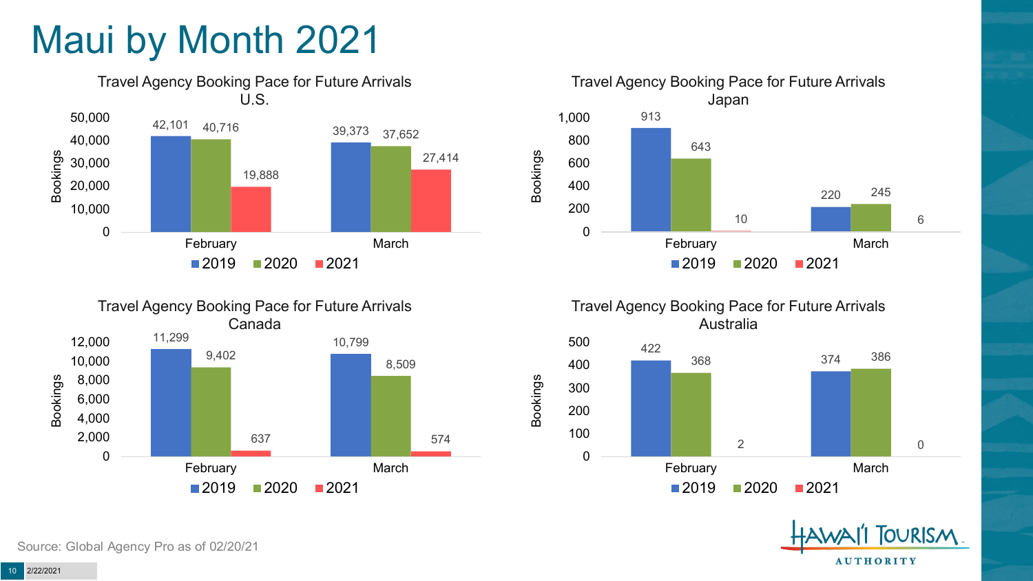# Maui by Month 2021

### Travel Agency Booking Pace for Future Arrivals U.S.

| Month | 2019 | 2020 | 2021 |
| --- | --- | --- | --- |
| February | 42,101 | 40,716 | 19,888 |
| March | 39,373 | 37,652 | 27,414 |

### Travel Agency Booking Pace for Future Arrivals Japan

| Month | 2019 | 2020 | 2021 |
| --- | --- | --- | --- |
| February | 913 | 643 | 10 |
| March | 220 | 245 | 6 |

### Travel Agency Booking Pace for Future Arrivals Canada

| Month | 2019 | 2020 | 2021 |
| --- | --- | --- | --- |
| February | 11,299 | 9,402 | 637 |
| March | 10,799 | 8,509 | 574 |

### Travel Agency Booking Pace for Future Arrivals Australia

| Month | 2019 | 2020 | 2021 |
| --- | --- | --- | --- |
| February | 422 | 368 | 2 |
| March | 374 | 386 | 0 |

Source: Global Agency Pro as of 02/20/21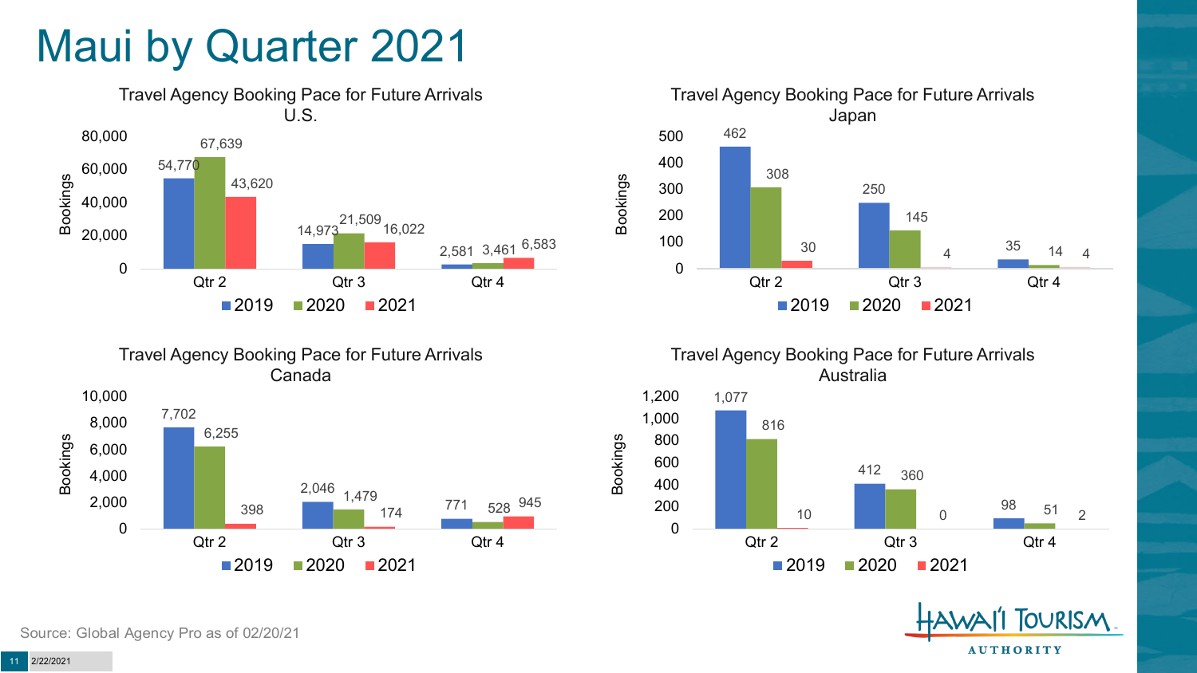# Maui by Quarter 2021

**Travel Agency Booking Pace for Future Arrivals U.S.**

| Bookings | 2019 | 2020 | 2021 |
|---|---|---|---|
| Qtr 2 | 54,770 | 67,639 | 43,620 |
| Qtr 3 | 14,973 | 21,509 | 16,022 |
| Qtr 4 | 2,581 | 3,461 | 6,583 |

**Travel Agency Booking Pace for Future Arrivals Japan**

| Bookings | 2019 | 2020 | 2021 |
|---|---|---|---|
| Qtr 2 | 462 | 308 | 30 |
| Qtr 3 | 250 | 145 | 4 |
| Qtr 4 | 35 | 14 | 4 |

**Travel Agency Booking Pace for Future Arrivals Canada**

| Bookings | 2019 | 2020 | 2021 |
|---|---|---|---|
| Qtr 2 | 7,702 | 6,255 | 398 |
| Qtr 3 | 2,046 | 1,479 | 174 |
| Qtr 4 | 771 | 528 | 945 |

**Travel Agency Booking Pace for Future Arrivals Australia**

| Bookings | 2019 | 2020 | 2021 |
|---|---|---|---|
| Qtr 2 | 1,077 | 816 | 10 |
| Qtr 3 | 412 | 360 | 0 |
| Qtr 4 | 98 | 51 | 2 |

Source: Global Agency Pro as of 02/20/21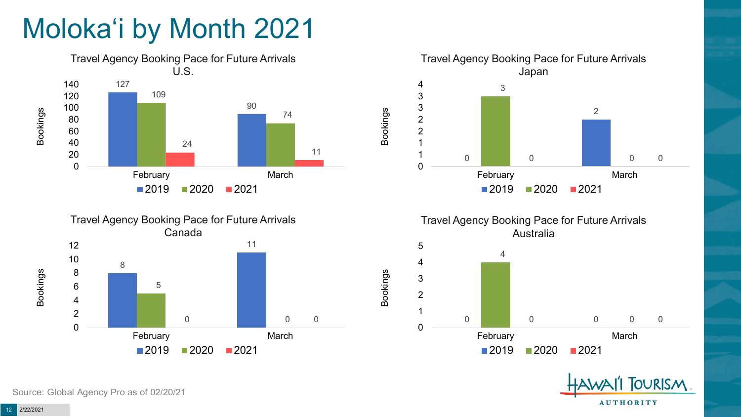# Moloka'i by Month 2021

### Travel Agency Booking Pace for Future Arrivals U.S.

| Month | 2019 | 2020 | 2021 |
|---|---|---|---|
| February | 127 | 109 | 24 |
| March | 90 | 74 | 11 |

### Travel Agency Booking Pace for Future Arrivals Japan

| Month | 2019 | 2020 | 2021 |
|---|---|---|---|
| February | 0 | 3 | 0 |
| March | 2 | 0 | 0 |

### Travel Agency Booking Pace for Future Arrivals Canada

| Month | 2019 | 2020 | 2021 |
|---|---|---|---|
| February | 8 | 5 | 0 |
| March | 11 | 0 | 0 |

### Travel Agency Booking Pace for Future Arrivals Australia

| Month | 2019 | 2020 | 2021 |
|---|---|---|---|
| February | 0 | 4 | 0 |
| March | 0 | 0 | 0 |

Source: Global Agency Pro as of 02/20/21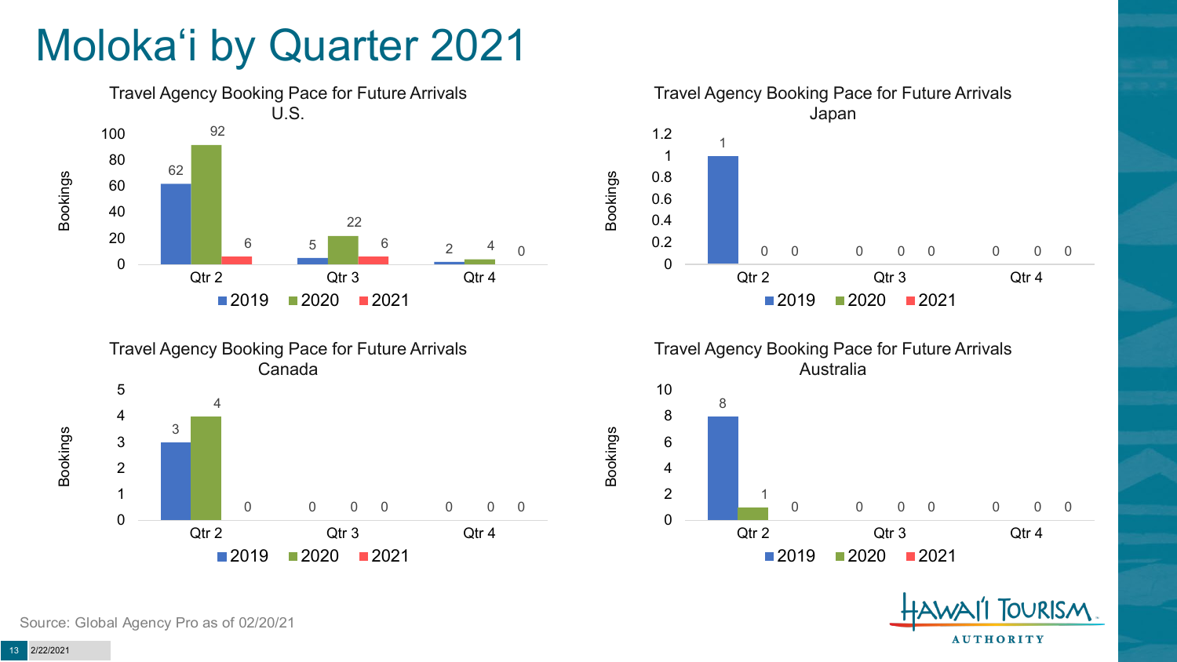# Moloka'i by Quarter 2021

### Travel Agency Booking Pace for Future Arrivals U.S.

| Bookings | 2019 | 2020 | 2021 |
|---|---|---|---|
| Qtr 2 | 62 | 92 | 6 |
| Qtr 3 | 5 | 22 | 6 |
| Qtr 4 | 2 | 4 | 0 |

### Travel Agency Booking Pace for Future Arrivals Japan

| Bookings | 2019 | 2020 | 2021 |
|---|---|---|---|
| Qtr 2 | 1 | 0 | 0 |
| Qtr 3 | 0 | 0 | 0 |
| Qtr 4 | 0 | 0 | 0 |

### Travel Agency Booking Pace for Future Arrivals Canada

| Bookings | 2019 | 2020 | 2021 |
|---|---|---|---|
| Qtr 2 | 3 | 4 | 0 |
| Qtr 3 | 0 | 0 | 0 |
| Qtr 4 | 0 | 0 | 0 |

### Travel Agency Booking Pace for Future Arrivals Australia

| Bookings | 2019 | 2020 | 2021 |
|---|---|---|---|
| Qtr 2 | 8 | 1 | 0 |
| Qtr 3 | 0 | 0 | 0 |
| Qtr 4 | 0 | 0 | 0 |

Source: Global Agency Pro as of 02/20/21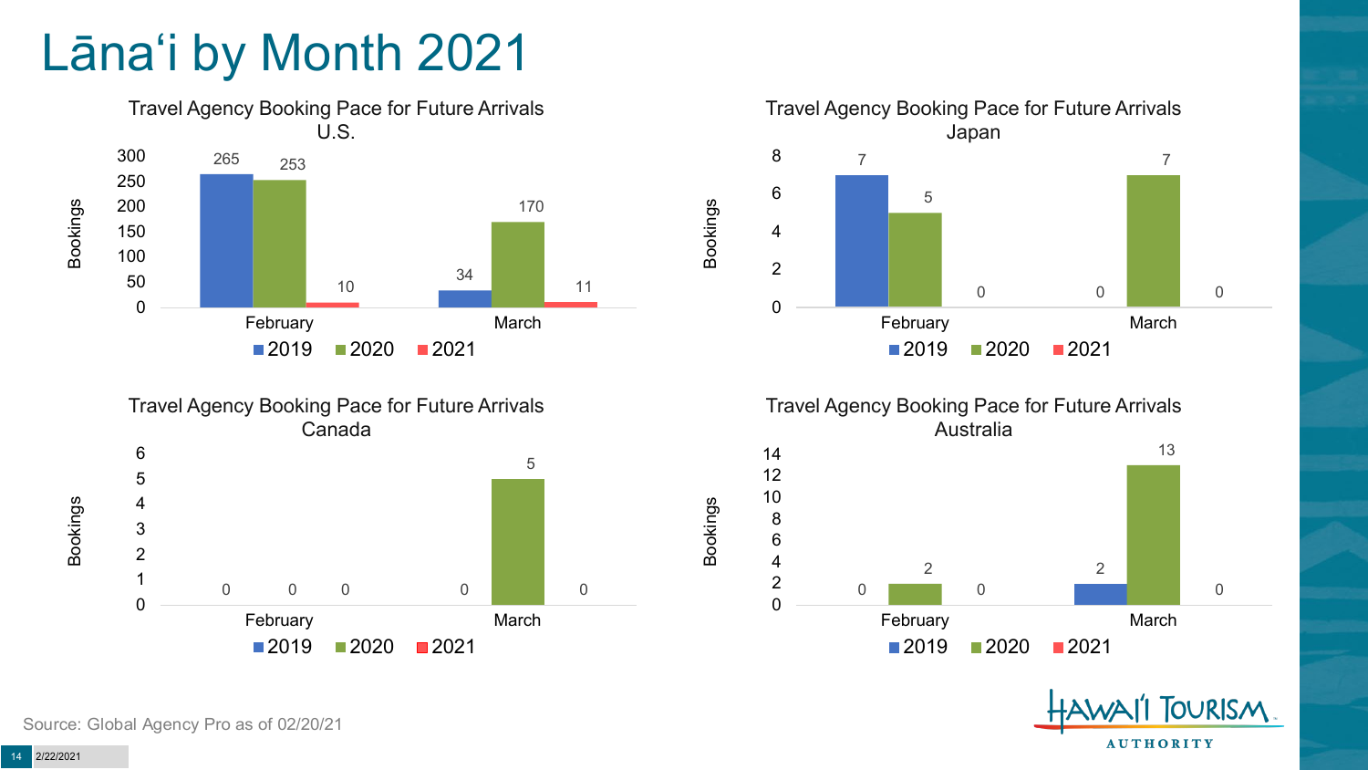# Lānaʻi by Month 2021

### Travel Agency Booking Pace for Future Arrivals U.S.

| | 2019 | 2020 | 2021 |
|---|---|---|---|
| February | 265 | 253 | 10 |
| March | 34 | 170 | 11 |

### Travel Agency Booking Pace for Future Arrivals Japan

| | 2019 | 2020 | 2021 |
|---|---|---|---|
| February | 7 | 5 | 0 |
| March | 0 | 7 | 0 |

### Travel Agency Booking Pace for Future Arrivals Canada

| | 2019 | 2020 | 2021 |
|---|---|---|---|
| February | 0 | 0 | 0 |
| March | 0 | 5 | 0 |

### Travel Agency Booking Pace for Future Arrivals Australia

| | 2019 | 2020 | 2021 |
|---|---|---|---|
| February | 0 | 2 | 0 |
| March | 2 | 13 | 0 |

Source: Global Agency Pro as of 02/20/21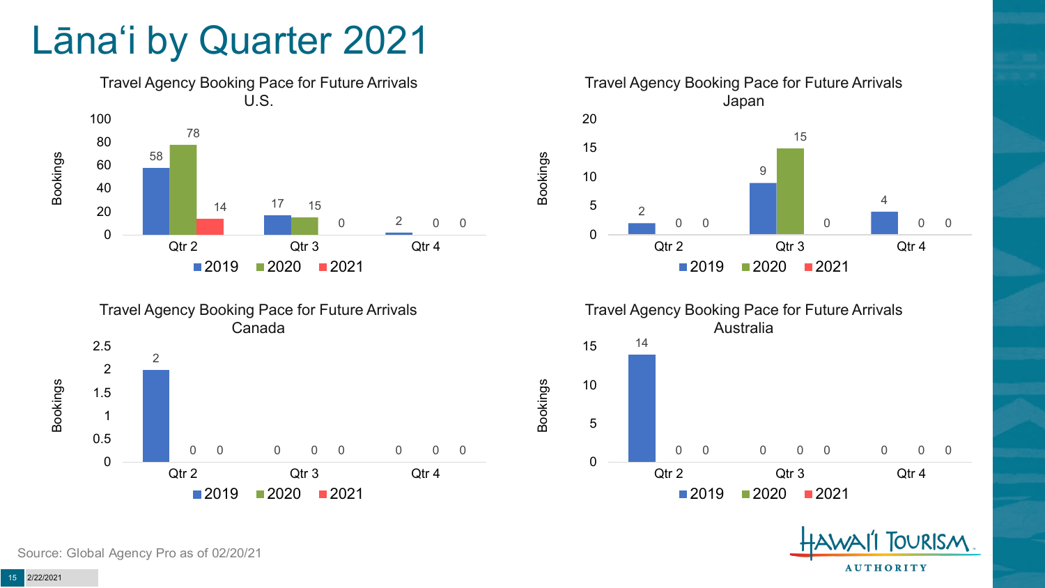# Lānaʻi by Quarter 2021

### Travel Agency Booking Pace for Future Arrivals U.S.

| Bookings | 2019 | 2020 | 2021 |
|---|---|---|---|
| Qtr 2 | 58 | 78 | 14 |
| Qtr 3 | 17 | 15 | 0 |
| Qtr 4 | 2 | 0 | 0 |

### Travel Agency Booking Pace for Future Arrivals Japan

| Bookings | 2019 | 2020 | 2021 |
|---|---|---|---|
| Qtr 2 | 2 | 0 | 0 |
| Qtr 3 | 9 | 15 | 0 |
| Qtr 4 | 4 | 0 | 0 |

### Travel Agency Booking Pace for Future Arrivals Canada

| Bookings | 2019 | 2020 | 2021 |
|---|---|---|---|
| Qtr 2 | 2 | 0 | 0 |
| Qtr 3 | 0 | 0 | 0 |
| Qtr 4 | 0 | 0 | 0 |

### Travel Agency Booking Pace for Future Arrivals Australia

| Bookings | 2019 | 2020 | 2021 |
|---|---|---|---|
| Qtr 2 | 14 | 0 | 0 |
| Qtr 3 | 0 | 0 | 0 |
| Qtr 4 | 0 | 0 | 0 |

Source: Global Agency Pro as of 02/20/21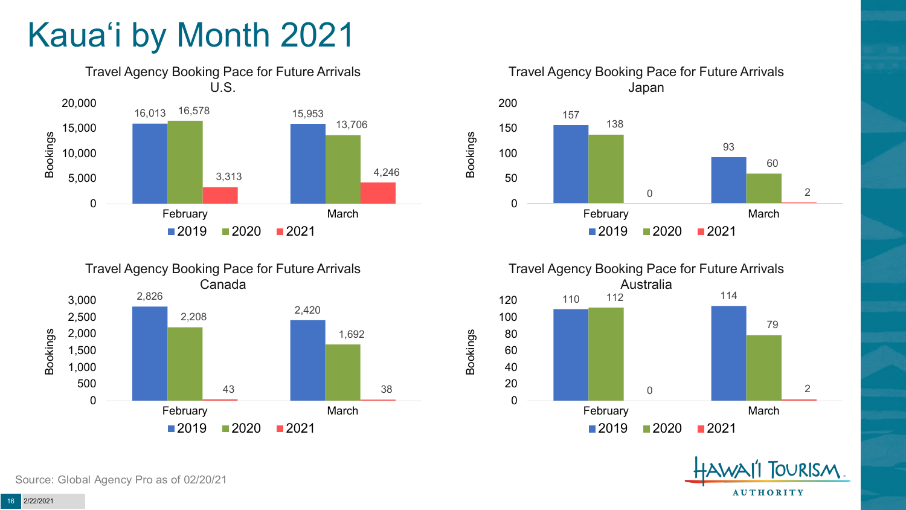# Kauaʻi by Month 2021

**Travel Agency Booking Pace for Future Arrivals U.S.**

| Month | 2019 | 2020 | 2021 |
| --- | --- | --- | --- |
| February | 16,013 | 16,578 | 3,313 |
| March | 15,953 | 13,706 | 4,246 |

**Travel Agency Booking Pace for Future Arrivals Japan**

| Month | 2019 | 2020 | 2021 |
| --- | --- | --- | --- |
| February | 157 | 138 | 0 |
| March | 93 | 60 | 2 |

**Travel Agency Booking Pace for Future Arrivals Canada**

| Month | 2019 | 2020 | 2021 |
| --- | --- | --- | --- |
| February | 2,826 | 2,208 | 43 |
| March | 2,420 | 1,692 | 38 |

**Travel Agency Booking Pace for Future Arrivals Australia**

| Month | 2019 | 2020 | 2021 |
| --- | --- | --- | --- |
| February | 110 | 112 | 0 |
| March | 114 | 79 | 2 |

Source: Global Agency Pro as of 02/20/21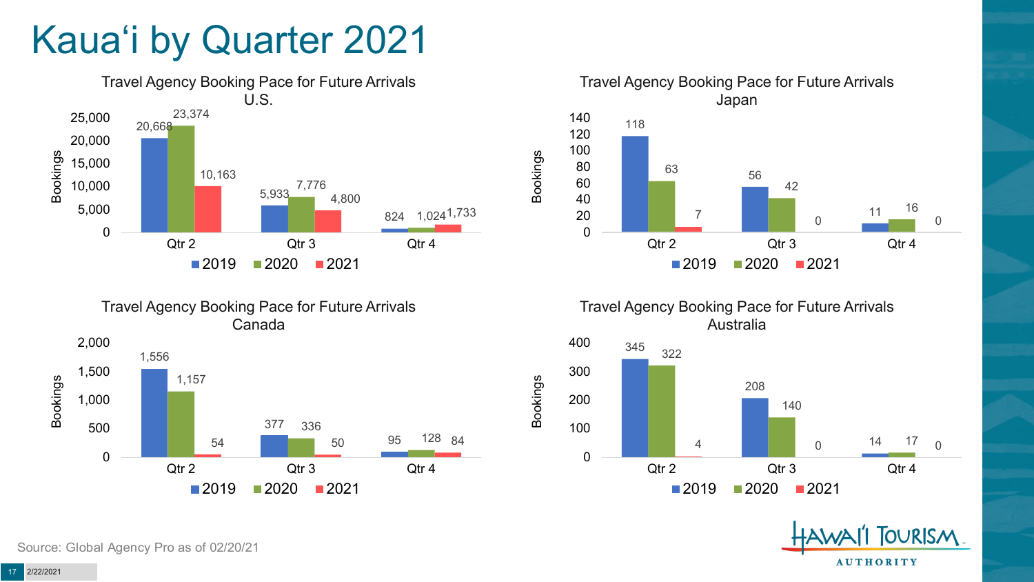# Kauaʻi by Quarter 2021

**Travel Agency Booking Pace for Future Arrivals U.S.**

| Bookings | 2019 | 2020 | 2021 |
|---|---|---|---|
| Qtr 2 | 20,668 | 23,374 | 10,163 |
| Qtr 3 | 5,933 | 7,776 | 4,800 |
| Qtr 4 | 824 | 1,024 | 1,733 |

**Travel Agency Booking Pace for Future Arrivals Japan**

| Bookings | 2019 | 2020 | 2021 |
|---|---|---|---|
| Qtr 2 | 118 | 63 | 7 |
| Qtr 3 | 56 | 42 | 0 |
| Qtr 4 | 11 | 16 | 0 |

**Travel Agency Booking Pace for Future Arrivals Canada**

| Bookings | 2019 | 2020 | 2021 |
|---|---|---|---|
| Qtr 2 | 1,556 | 1,157 | 54 |
| Qtr 3 | 377 | 336 | 50 |
| Qtr 4 | 95 | 128 | 84 |

**Travel Agency Booking Pace for Future Arrivals Australia**

| Bookings | 2019 | 2020 | 2021 |
|---|---|---|---|
| Qtr 2 | 345 | 322 | 4 |
| Qtr 3 | 208 | 140 | 0 |
| Qtr 4 | 14 | 17 | 0 |

Source: Global Agency Pro as of 02/20/21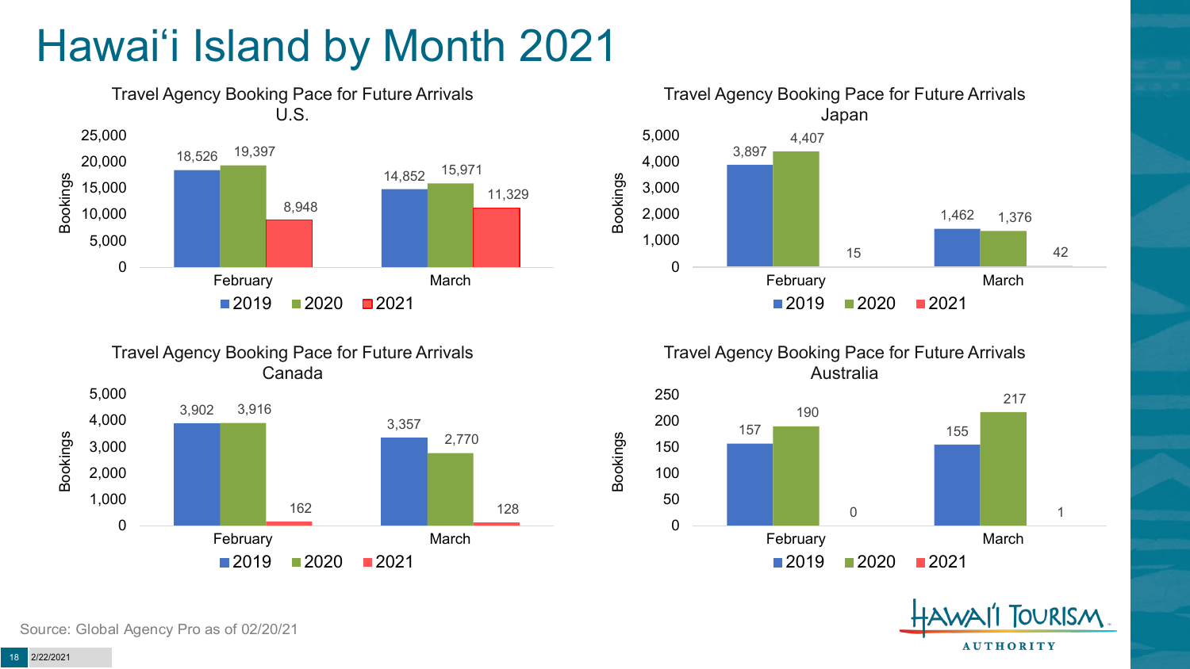# Hawai'i Island by Month 2021

### Travel Agency Booking Pace for Future Arrivals U.S.

| Bookings | 2019 | 2020 | 2021 |
| --- | --- | --- | --- |
| February | 18,526 | 19,397 | 8,948 |
| March | 14,852 | 15,971 | 11,329 |

### Travel Agency Booking Pace for Future Arrivals Japan

| Bookings | 2019 | 2020 | 2021 |
| --- | --- | --- | --- |
| February | 3,897 | 4,407 | 15 |
| March | 1,462 | 1,376 | 42 |

### Travel Agency Booking Pace for Future Arrivals Canada

| Bookings | 2019 | 2020 | 2021 |
| --- | --- | --- | --- |
| February | 3,902 | 3,916 | 162 |
| March | 3,357 | 2,770 | 128 |

### Travel Agency Booking Pace for Future Arrivals Australia

| Bookings | 2019 | 2020 | 2021 |
| --- | --- | --- | --- |
| February | 157 | 190 | 0 |
| March | 155 | 217 | 1 |

Source: Global Agency Pro as of 02/20/21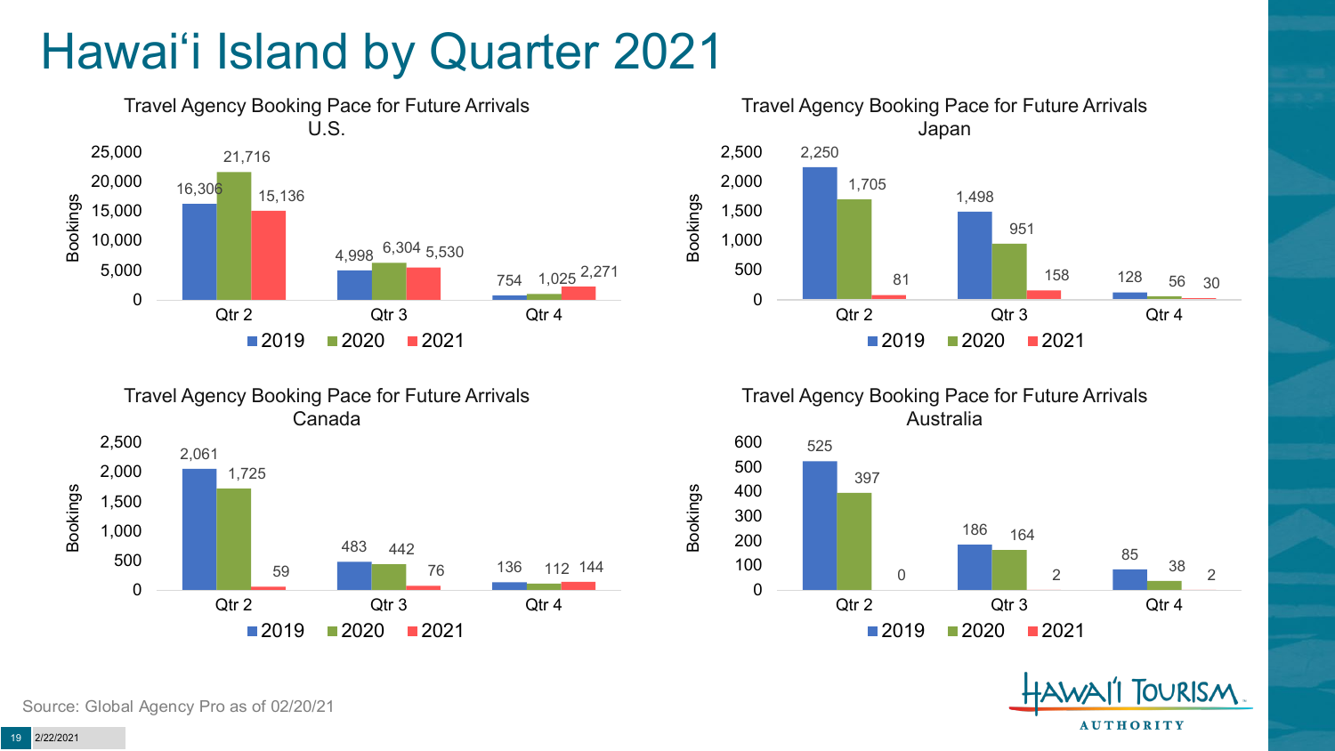# Hawai'i Island by Quarter 2021

Travel Agency Booking Pace for Future Arrivals
U.S.

Bookings

25,000
20,000
15,000
10,000
5,000
0

16,306 21,716 15,136
4,998 6,304 5,530
754 1,025 2,271

Qtr 2 Qtr 3 Qtr 4

2019 2020 2021

Travel Agency Booking Pace for Future Arrivals
Japan

Bookings

2,500
2,000
1,500
1,000
500
0

2,250 1,705 81
1,498 951 158
128 56 30

Qtr 2 Qtr 3 Qtr 4

2019 2020 2021

Travel Agency Booking Pace for Future Arrivals
Canada

Bookings

2,500
2,000
1,500
1,000
500
0

2,061 1,725 59
483 442 76
136 112 144

Qtr 2 Qtr 3 Qtr 4

2019 2020 2021

Travel Agency Booking Pace for Future Arrivals
Australia

Bookings

600
500
400
300
200
100
0

525 397 0
186 164 2
85 38 2

Qtr 2 Qtr 3 Qtr 4

2019 2020 2021

Source: Global Agency Pro as of 02/20/21

2/22/2021